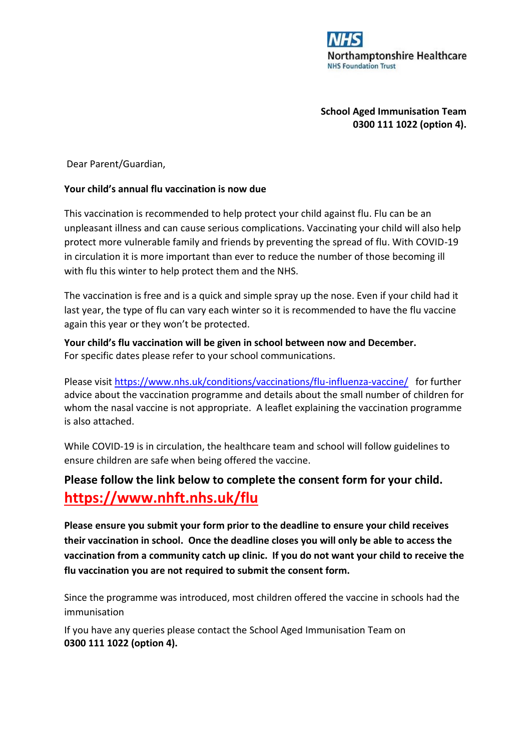NHS
Northamptonshire Healthcare
NHS Foundation Trust

**School Aged Immunisation Team**
**0300 111 1022 (option 4).**

Dear Parent/Guardian,

**Your child's annual flu vaccination is now due**

This vaccination is recommended to help protect your child against flu. Flu can be an unpleasant illness and can cause serious complications. Vaccinating your child will also help protect more vulnerable family and friends by preventing the spread of flu. With COVID-19 in circulation it is more important than ever to reduce the number of those becoming ill with flu this winter to help protect them and the NHS.

The vaccination is free and is a quick and simple spray up the nose. Even if your child had it last year, the type of flu can vary each winter so it is recommended to have the flu vaccine again this year or they won't be protected.

**Your child's flu vaccination will be given in school between now and December.**
For specific dates please refer to your school communications.

Please visit https://www.nhs.uk/conditions/vaccinations/flu-influenza-vaccine/ for further advice about the vaccination programme and details about the small number of children for whom the nasal vaccine is not appropriate. A leaflet explaining the vaccination programme is also attached.

While COVID-19 is in circulation, the healthcare team and school will follow guidelines to ensure children are safe when being offered the vaccine.

**Please follow the link below to complete the consent form for your child.**
**https://www.nhft.nhs.uk/flu**

**Please ensure you submit your form prior to the deadline to ensure your child receives their vaccination in school. Once the deadline closes you will only be able to access the vaccination from a community catch up clinic. If you do not want your child to receive the flu vaccination you are not required to submit the consent form.**

Since the programme was introduced, most children offered the vaccine in schools had the immunisation

If you have any queries please contact the School Aged Immunisation Team on
**0300 111 1022 (option 4).**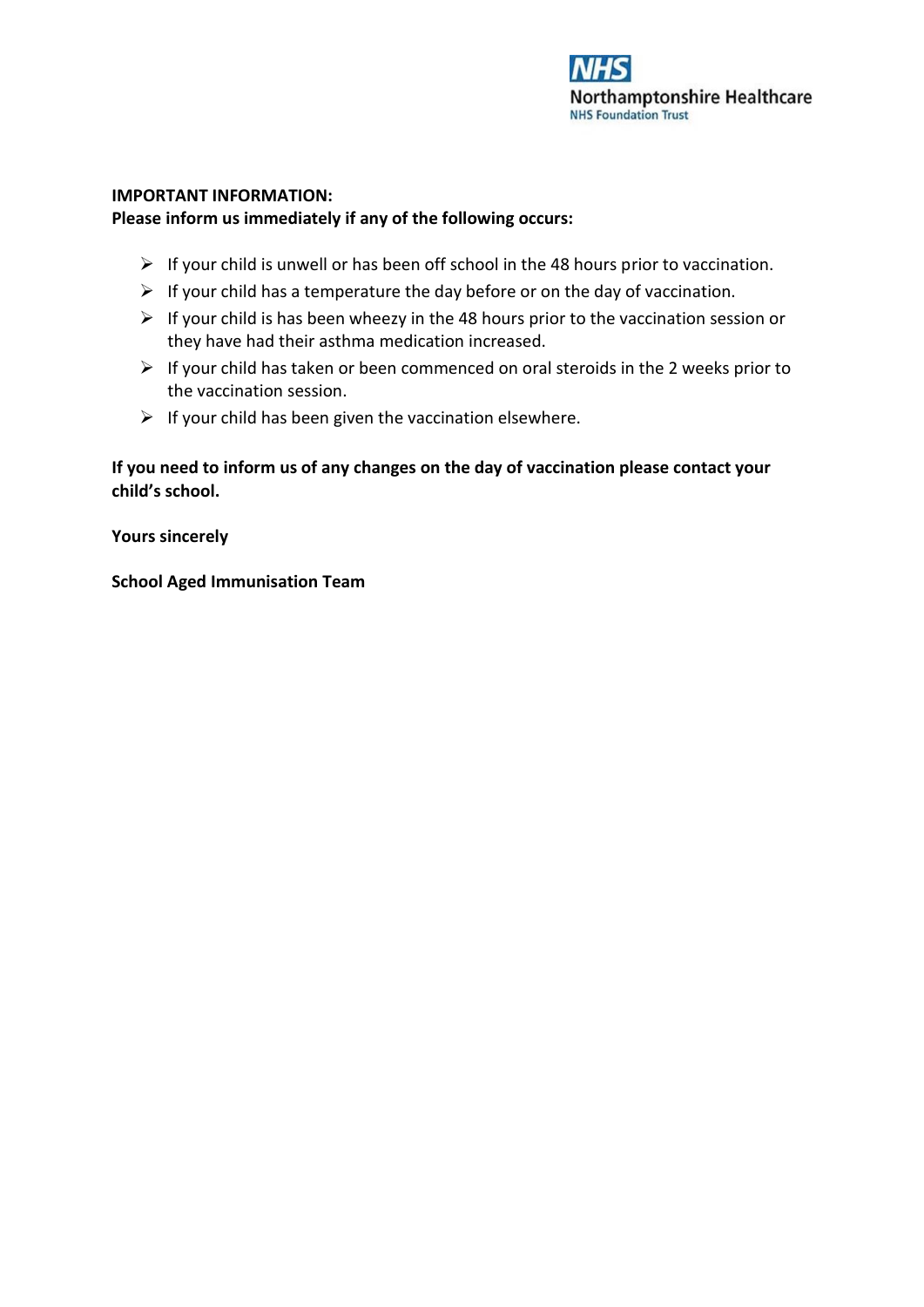**IMPORTANT INFORMATION:**
**Please inform us immediately if any of the following occurs:**

- If your child is unwell or has been off school in the 48 hours prior to vaccination.
- If your child has a temperature the day before or on the day of vaccination.
- If your child is has been wheezy in the 48 hours prior to the vaccination session or they have had their asthma medication increased.
- If your child has taken or been commenced on oral steroids in the 2 weeks prior to the vaccination session.
- If your child has been given the vaccination elsewhere.

**If you need to inform us of any changes on the day of vaccination please contact your child's school.**

**Yours sincerely**

**School Aged Immunisation Team**